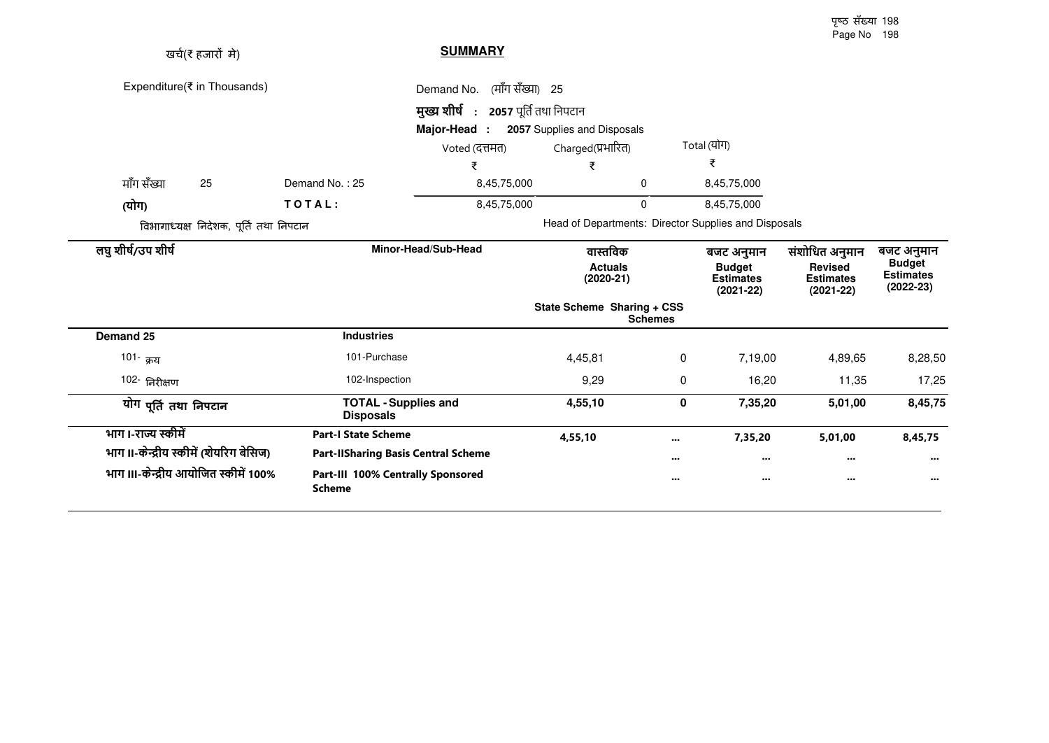खर्च(₹ हजारों मे)

## SUMMARY

Expenditure(₹ in Thousands)

Demand No. (माँग सँख्या) 25

**मुख्य शीर्ष : 2057** पूर्ति तथा निपटान

**Major-Head : 2057** Supplies and Disposals

| | | Voted (दत्तमत) | Charged(प्रभारित) | Total (योग) |
|---|---|---|---|---|
| | | ₹ | ₹ | ₹ |
| माँग सँख्या 25 | Demand No. : 25 | 8,45,75,000 | 0 | 8,45,75,000 |
| **(योग)** | **TOTAL:** | 8,45,75,000 | 0 | 8,45,75,000 |

विभागाध्यक्ष निदेशक, पूर्ति तथा निपटान

Head of Departments: Director Supplies and Disposals

| लघु शीर्ष/उप शीर्ष | Minor-Head/Sub-Head | वास्तविक Actuals (2020-21) State Scheme | Sharing + CSS Schemes | बजट अनुमान Budget Estimates (2021-22) | संशोधित अनुमान Revised Estimates (2021-22) | बजट अनुमान Budget Estimates (2022-23) |
|---|---|---|---|---|---|---|
| **Demand 25** | **Industries** | | | | | |
| 101- क्रय | 101-Purchase | 4,45,81 | 0 | 7,19,00 | 4,89,65 | 8,28,50 |
| 102- निरीक्षण | 102-Inspection | 9,29 | 0 | 16,20 | 11,35 | 17,25 |
| **योग पूर्ति तथा निपटान** | **TOTAL - Supplies and Disposals** | **4,55,10** | **0** | **7,35,20** | **5,01,00** | **8,45,75** |
| **भाग I-राज्य स्कीमें** | **Part-I State Scheme** | **4,55,10** | ... | **7,35,20** | **5,01,00** | **8,45,75** |
| **भाग II-केन्द्रीय स्कीमें (शेयरिंग बेसिज)** | **Part-IISharing Basis Central Scheme** | | ... | ... | ... | ... |
| **भाग III-केन्द्रीय आयोजित स्कीमें 100%** | **Part-III 100% Centrally Sponsored Scheme** | | ... | ... | ... | ... |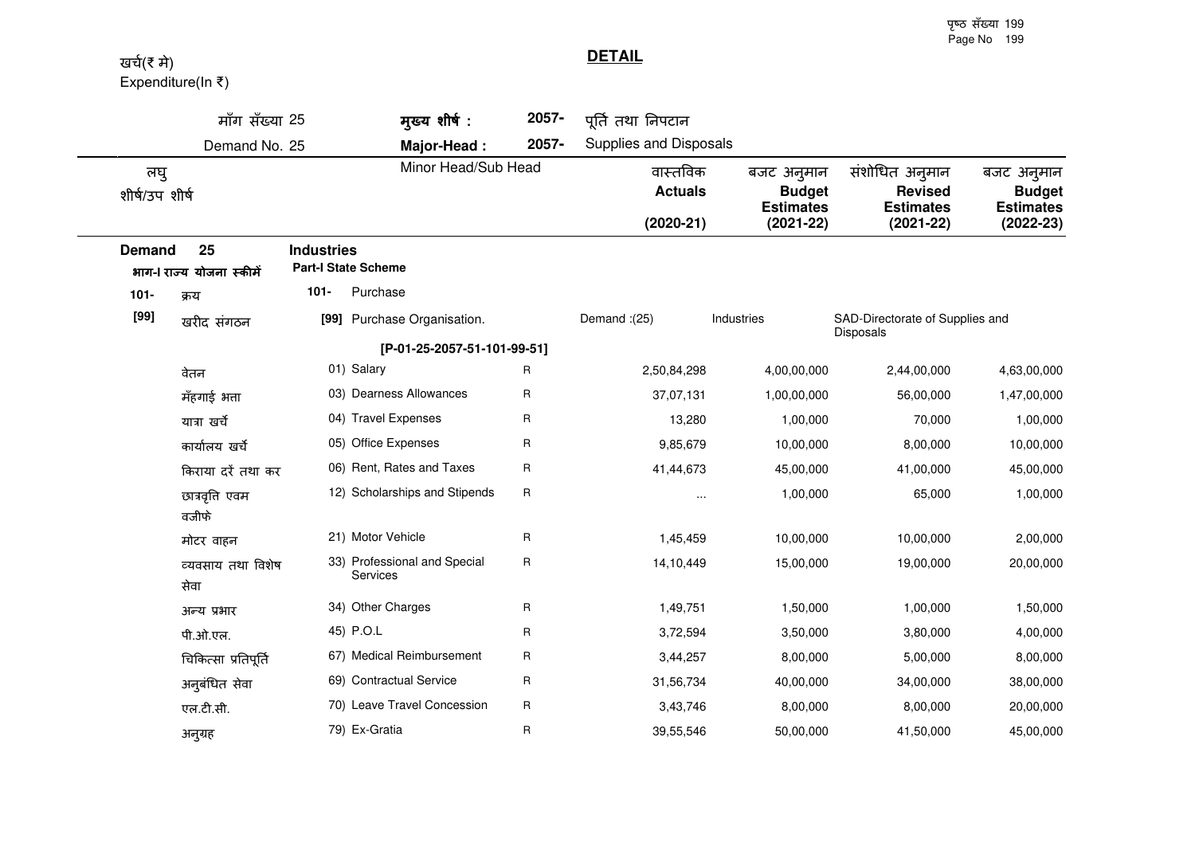खर्च(₹ मे)
Expenditure(In ₹)

## DETAIL

| माँग सँख्या 25 | मुख्य शीर्ष : | 2057- | पूर्ति तथा निपटान |
|---|---|---|---|
| Demand No. 25 | Major-Head : | 2057- | Supplies and Disposals |

| लघु शीर्ष/उप शीर्ष | Minor Head/Sub Head | | वास्तविक Actuals (2020-21) | बजट अनुमान Budget Estimates (2021-22) | संशोधित अनुमान Revised Estimates (2021-22) | बजट अनुमान Budget Estimates (2022-23) |
|---|---|---|---|---|---|---|
| **Demand 25** | **Industries** | | | | | |
| **भाग-I राज्य योजना स्कीमें** | **Part-I State Scheme** | | | | | |
| 101- क्रय | 101- Purchase | | | | | |
| [99] खरीद संगठन | [99] Purchase Organisation. | | Demand :(25) | Industries | SAD-Directorate of Supplies and Disposals | |
| | [P-01-25-2057-51-101-99-51] | | | | | |
| वेतन | 01) Salary | R | 2,50,84,298 | 4,00,00,000 | 2,44,00,000 | 4,63,00,000 |
| मँहगाई भत्ता | 03) Dearness Allowances | R | 37,07,131 | 1,00,00,000 | 56,00,000 | 1,47,00,000 |
| यात्रा खर्चे | 04) Travel Expenses | R | 13,280 | 1,00,000 | 70,000 | 1,00,000 |
| कार्यालय खर्चे | 05) Office Expenses | R | 9,85,679 | 10,00,000 | 8,00,000 | 10,00,000 |
| किराया दरें तथा कर | 06) Rent, Rates and Taxes | R | 41,44,673 | 45,00,000 | 41,00,000 | 45,00,000 |
| छात्रवृति एवम वजीफे | 12) Scholarships and Stipends | R | ... | 1,00,000 | 65,000 | 1,00,000 |
| मोटर वाहन | 21) Motor Vehicle | R | 1,45,459 | 10,00,000 | 10,00,000 | 2,00,000 |
| व्यवसाय तथा विशेष सेवा | 33) Professional and Special Services | R | 14,10,449 | 15,00,000 | 19,00,000 | 20,00,000 |
| अन्य प्रभार | 34) Other Charges | R | 1,49,751 | 1,50,000 | 1,00,000 | 1,50,000 |
| पी.ओ.एल. | 45) P.O.L | R | 3,72,594 | 3,50,000 | 3,80,000 | 4,00,000 |
| चिकित्सा प्रतिपूर्ति | 67) Medical Reimbursement | R | 3,44,257 | 8,00,000 | 5,00,000 | 8,00,000 |
| अनुबंधित सेवा | 69) Contractual Service | R | 31,56,734 | 40,00,000 | 34,00,000 | 38,00,000 |
| एल.टी.सी. | 70) Leave Travel Concession | R | 3,43,746 | 8,00,000 | 8,00,000 | 20,00,000 |
| अनुग्रह | 79) Ex-Gratia | R | 39,55,546 | 50,00,000 | 41,50,000 | 45,00,000 |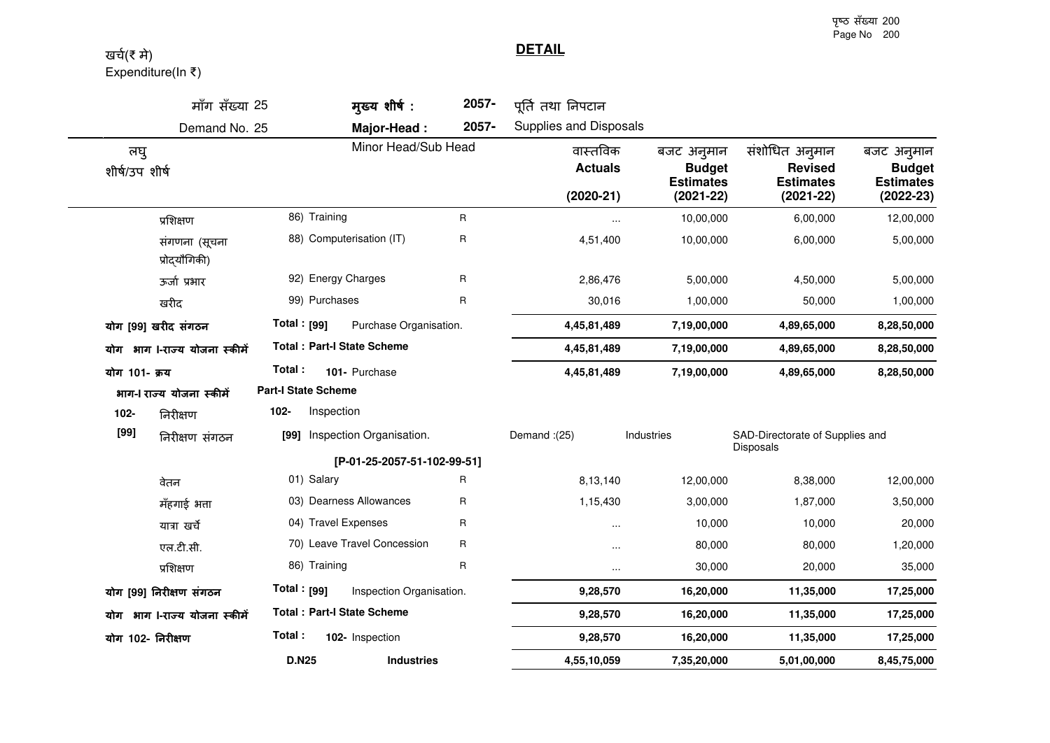## DETAIL

खर्च(₹ मे)
Expenditure(In ₹)

| माँग सँख्या 25 / Demand No. 25 | मुख्य शीर्ष : / Major-Head : 2057- | | | पूर्ति तथा निपटान / Supplies and Disposals | | | |
|---|---|---|---|---|---|---|---|
| लघु शीर्ष/उप शीर्ष | Minor Head/Sub Head | | | वास्तविक **Actuals** **(2020-21)** | बजट अनुमान **Budget Estimates** **(2021-22)** | संशोधित अनुमान **Revised Estimates** **(2021-22)** | बजट अनुमान **Budget Estimates** **(2022-23)** |
| प्रशिक्षण | 86) Training | | R | ... | 10,00,000 | 6,00,000 | 12,00,000 |
| संगणना (सूचना प्रोद्यौगिकी) | 88) Computerisation (IT) | | R | 4,51,400 | 10,00,000 | 6,00,000 | 5,00,000 |
| ऊर्जा प्रभार | 92) Energy Charges | | R | 2,86,476 | 5,00,000 | 4,50,000 | 5,00,000 |
| खरीद | 99) Purchases | | R | 30,016 | 1,00,000 | 50,000 | 1,00,000 |
| **योग [99] खरीद संगठन** | **Total : [99]** | Purchase Organisation. | | **4,45,81,489** | **7,19,00,000** | **4,89,65,000** | **8,28,50,000** |
| **योग भाग I-राज्य योजना स्कीमें** | **Total : Part-I State Scheme** | | | **4,45,81,489** | **7,19,00,000** | **4,89,65,000** | **8,28,50,000** |
| **योग 101- क्रय** | **Total :** | **101-** Purchase | | **4,45,81,489** | **7,19,00,000** | **4,89,65,000** | **8,28,50,000** |
| **भाग-I राज्य योजना स्कीमें** | **Part-I State Scheme** | | | | | | |
| **102-** निरीक्षण | **102-** Inspection | | | | | | |
| **[99]** निरीक्षण संगठन | **[99]** Inspection Organisation. | | | Demand :(25) | Industries | SAD-Directorate of Supplies and Disposals | |
| | **[P-01-25-2057-51-102-99-51]** | | | | | | |
| वेतन | 01) Salary | | R | 8,13,140 | 12,00,000 | 8,38,000 | 12,00,000 |
| मँहगाई भत्ता | 03) Dearness Allowances | | R | 1,15,430 | 3,00,000 | 1,87,000 | 3,50,000 |
| यात्रा खर्चे | 04) Travel Expenses | | R | ... | 10,000 | 10,000 | 20,000 |
| एल.टी.सी. | 70) Leave Travel Concession | | R | ... | 80,000 | 80,000 | 1,20,000 |
| प्रशिक्षण | 86) Training | | R | ... | 30,000 | 20,000 | 35,000 |
| **योग [99] निरीक्षण संगठन** | **Total : [99]** | Inspection Organisation. | | **9,28,570** | **16,20,000** | **11,35,000** | **17,25,000** |
| **योग भाग I-राज्य योजना स्कीमें** | **Total : Part-I State Scheme** | | | **9,28,570** | **16,20,000** | **11,35,000** | **17,25,000** |
| **योग 102- निरीक्षण** | **Total :** | **102-** Inspection | | **9,28,570** | **16,20,000** | **11,35,000** | **17,25,000** |
| | **D.N25** | **Industries** | | **4,55,10,059** | **7,35,20,000** | **5,01,00,000** | **8,45,75,000** |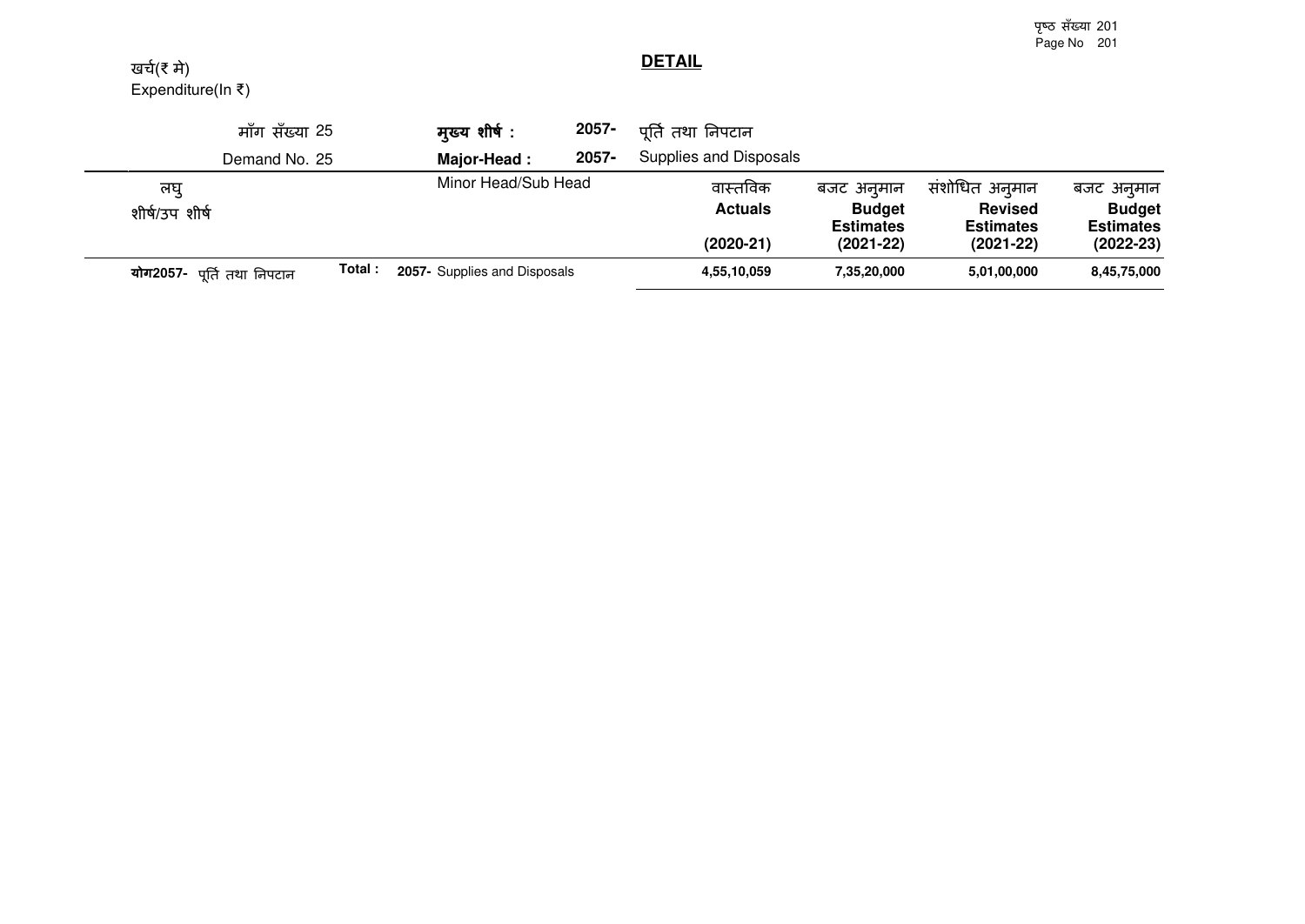खर्च(₹ मे)
Expenditure(In ₹)

## DETAIL

| माँग सँख्या 25 | मुख्य शीर्ष : | 2057- | पूर्ति तथा निपटान |
|---|---|---|---|
| Demand No. 25 | Major-Head : | 2057- | Supplies and Disposals |

| लघु शीर्ष/उप शीर्ष | Minor Head/Sub Head | वास्तविक Actuals (2020-21) | बजट अनुमान Budget Estimates (2021-22) | संशोधित अनुमान Revised Estimates (2021-22) | बजट अनुमान Budget Estimates (2022-23) |
|---|---|---|---|---|---|
| **योग2057-** पूर्ति तथा निपटान | **Total : 2057-** Supplies and Disposals | **4,55,10,059** | **7,35,20,000** | **5,01,00,000** | **8,45,75,000** |